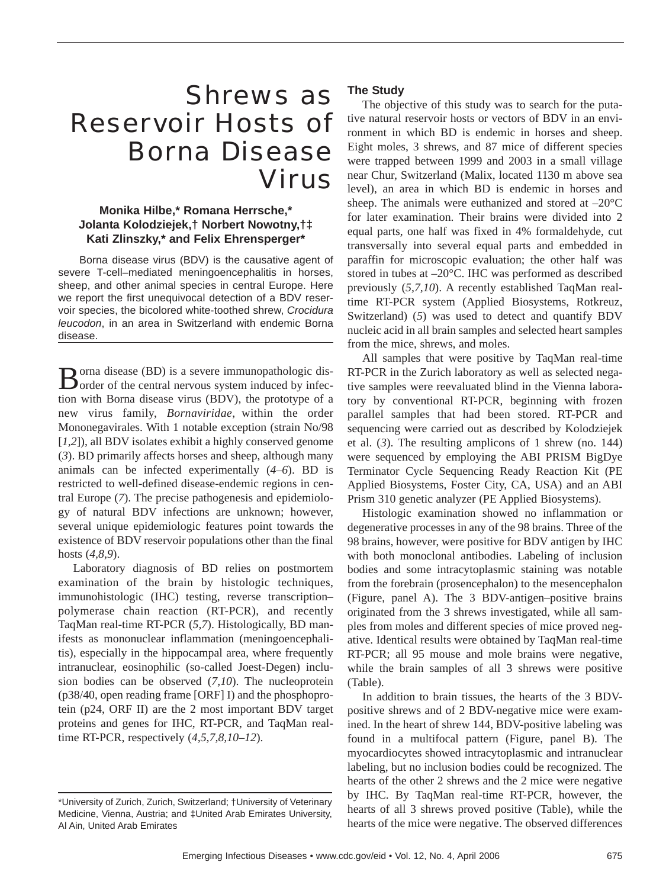# Shrews as Reservoir Hosts of Borna Disease Virus

**Monika Hilbe,\* Romana Herrsche,\* Jolanta Kolodziejek,† Norbert Nowotny,†‡ Kati Zlinszky,\* and Felix Ehrensperger\***

Borna disease virus (BDV) is the causative agent of severe T-cell–mediated meningoencephalitis in horses, sheep, and other animal species in central Europe. Here we report the first unequivocal detection of a BDV reservoir species, the bicolored white-toothed shrew, *Crocidura leucodon*, in an area in Switzerland with endemic Borna disease.

Borna disease (BD) is a severe immunopathologic disorder of the central nervous system induced by infection with Borna disease virus (BDV), the prototype of a new virus family, *Bornaviridae*, within the order Mononegavirales. With 1 notable exception (strain No/98 [*1,2*]), all BDV isolates exhibit a highly conserved genome (*3*). BD primarily affects horses and sheep, although many animals can be infected experimentally (*4–6*). BD is restricted to well-defined disease-endemic regions in central Europe (*7*). The precise pathogenesis and epidemiology of natural BDV infections are unknown; however, several unique epidemiologic features point towards the existence of BDV reservoir populations other than the final hosts (*4,8,9*).

Laboratory diagnosis of BD relies on postmortem examination of the brain by histologic techniques, immunohistologic (IHC) testing, reverse transcription–polymerase chain reaction (RT-PCR), and recently TaqMan real-time RT-PCR (*5,7*). Histologically, BD manifests as mononuclear inflammation (meningoencephalitis), especially in the hippocampal area, where frequently intranuclear, eosinophilic (so-called Joest-Degen) inclusion bodies can be observed (*7,10*). The nucleoprotein (p38/40, open reading frame [ORF] I) and the phosphoprotein (p24, ORF II) are the 2 most important BDV target proteins and genes for IHC, RT-PCR, and TaqMan real-time RT-PCR, respectively (*4,5,7,8,10–12*).

\*University of Zurich, Zurich, Switzerland; †University of Veterinary Medicine, Vienna, Austria; and ‡United Arab Emirates University, Al Ain, United Arab Emirates

## The Study

The objective of this study was to search for the putative natural reservoir hosts or vectors of BDV in an environment in which BD is endemic in horses and sheep. Eight moles, 3 shrews, and 87 mice of different species were trapped between 1999 and 2003 in a small village near Chur, Switzerland (Malix, located 1130 m above sea level), an area in which BD is endemic in horses and sheep. The animals were euthanized and stored at –20°C for later examination. Their brains were divided into 2 equal parts, one half was fixed in 4% formaldehyde, cut transversally into several equal parts and embedded in paraffin for microscopic evaluation; the other half was stored in tubes at –20°C. IHC was performed as described previously (*5,7,10*). A recently established TaqMan real-time RT-PCR system (Applied Biosystems, Rotkreuz, Switzerland) (*5*) was used to detect and quantify BDV nucleic acid in all brain samples and selected heart samples from the mice, shrews, and moles.

All samples that were positive by TaqMan real-time RT-PCR in the Zurich laboratory as well as selected negative samples were reevaluated blind in the Vienna laboratory by conventional RT-PCR, beginning with frozen parallel samples that had been stored. RT-PCR and sequencing were carried out as described by Kolodziejek et al. (*3*). The resulting amplicons of 1 shrew (no. 144) were sequenced by employing the ABI PRISM BigDye Terminator Cycle Sequencing Ready Reaction Kit (PE Applied Biosystems, Foster City, CA, USA) and an ABI Prism 310 genetic analyzer (PE Applied Biosystems).

Histologic examination showed no inflammation or degenerative processes in any of the 98 brains. Three of the 98 brains, however, were positive for BDV antigen by IHC with both monoclonal antibodies. Labeling of inclusion bodies and some intracytoplasmic staining was notable from the forebrain (prosencephalon) to the mesencephalon (Figure, panel A). The 3 BDV-antigen–positive brains originated from the 3 shrews investigated, while all samples from moles and different species of mice proved negative. Identical results were obtained by TaqMan real-time RT-PCR; all 95 mouse and mole brains were negative, while the brain samples of all 3 shrews were positive (Table).

In addition to brain tissues, the hearts of the 3 BDV-positive shrews and of 2 BDV-negative mice were examined. In the heart of shrew 144, BDV-positive labeling was found in a multifocal pattern (Figure, panel B). The myocardiocytes showed intracytoplasmic and intranuclear labeling, but no inclusion bodies could be recognized. The hearts of the other 2 shrews and the 2 mice were negative by IHC. By TaqMan real-time RT-PCR, however, the hearts of all 3 shrews proved positive (Table), while the hearts of the mice were negative. The observed differences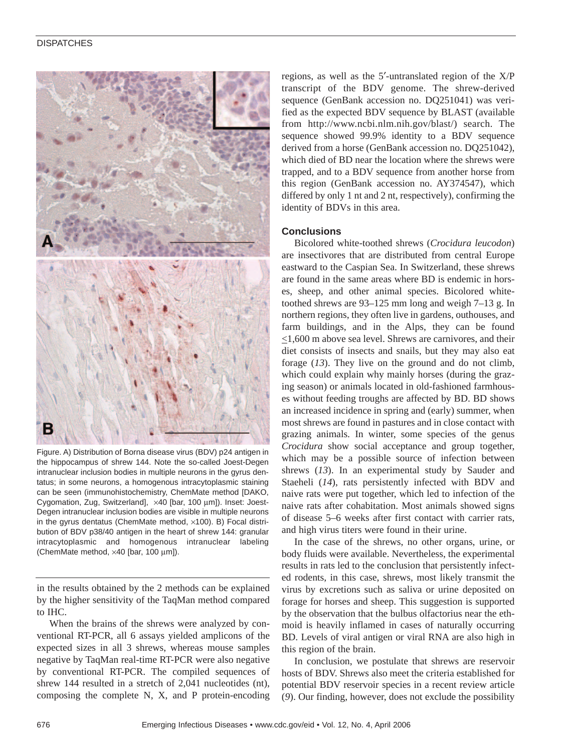Figure. A) Distribution of Borna disease virus (BDV) p24 antigen in the hippocampus of shrew 144. Note the so-called Joest-Degen intranuclear inclusion bodies in multiple neurons in the gyrus dentatus; in some neurons, a homogenous intracytoplasmic staining can be seen (immunohistochemistry, ChemMate method [DAKO, Cygomation, Zug, Switzerland], ×40 [bar, 100 μm]). Inset: Joest-Degen intranuclear inclusion bodies are visible in multiple neurons in the gyrus dentatus (ChemMate method, ×100). B) Focal distribution of BDV p38/40 antigen in the heart of shrew 144: granular intracytoplasmic and homogenous intranuclear labeling (ChemMate method, ×40 [bar, 100 μm]).

in the results obtained by the 2 methods can be explained by the higher sensitivity of the TaqMan method compared to IHC.

When the brains of the shrews were analyzed by conventional RT-PCR, all 6 assays yielded amplicons of the expected sizes in all 3 shrews, whereas mouse samples negative by TaqMan real-time RT-PCR were also negative by conventional RT-PCR. The compiled sequences of shrew 144 resulted in a stretch of 2,041 nucleotides (nt), composing the complete N, X, and P protein-encoding regions, as well as the 5′-untranslated region of the X/P transcript of the BDV genome. The shrew-derived sequence (GenBank accession no. DQ251041) was verified as the expected BDV sequence by BLAST (available from http://www.ncbi.nlm.nih.gov/blast/) search. The sequence showed 99.9% identity to a BDV sequence derived from a horse (GenBank accession no. DQ251042), which died of BD near the location where the shrews were trapped, and to a BDV sequence from another horse from this region (GenBank accession no. AY374547), which differed by only 1 nt and 2 nt, respectively), confirming the identity of BDVs in this area.

## Conclusions

Bicolored white-toothed shrews (*Crocidura leucodon*) are insectivores that are distributed from central Europe eastward to the Caspian Sea. In Switzerland, these shrews are found in the same areas where BD is endemic in horses, sheep, and other animal species. Bicolored white-toothed shrews are 93–125 mm long and weigh 7–13 g. In northern regions, they often live in gardens, outhouses, and farm buildings, and in the Alps, they can be found ≤1,600 m above sea level. Shrews are carnivores, and their diet consists of insects and snails, but they may also eat forage (*13*). They live on the ground and do not climb, which could explain why mainly horses (during the grazing season) or animals located in old-fashioned farmhouses without feeding troughs are affected by BD. BD shows an increased incidence in spring and (early) summer, when most shrews are found in pastures and in close contact with grazing animals. In winter, some species of the genus *Crocidura* show social acceptance and group together, which may be a possible source of infection between shrews (*13*). In an experimental study by Sauder and Staeheli (*14*), rats persistently infected with BDV and naive rats were put together, which led to infection of the naive rats after cohabitation. Most animals showed signs of disease 5–6 weeks after first contact with carrier rats, and high virus titers were found in their urine.

In the case of the shrews, no other organs, urine, or body fluids were available. Nevertheless, the experimental results in rats led to the conclusion that persistently infected rodents, in this case, shrews, most likely transmit the virus by excretions such as saliva or urine deposited on forage for horses and sheep. This suggestion is supported by the observation that the bulbus olfactorius near the ethmoid is heavily inflamed in cases of naturally occurring BD. Levels of viral antigen or viral RNA are also high in this region of the brain.

In conclusion, we postulate that shrews are reservoir hosts of BDV. Shrews also meet the criteria established for potential BDV reservoir species in a recent review article (*9*). Our finding, however, does not exclude the possibility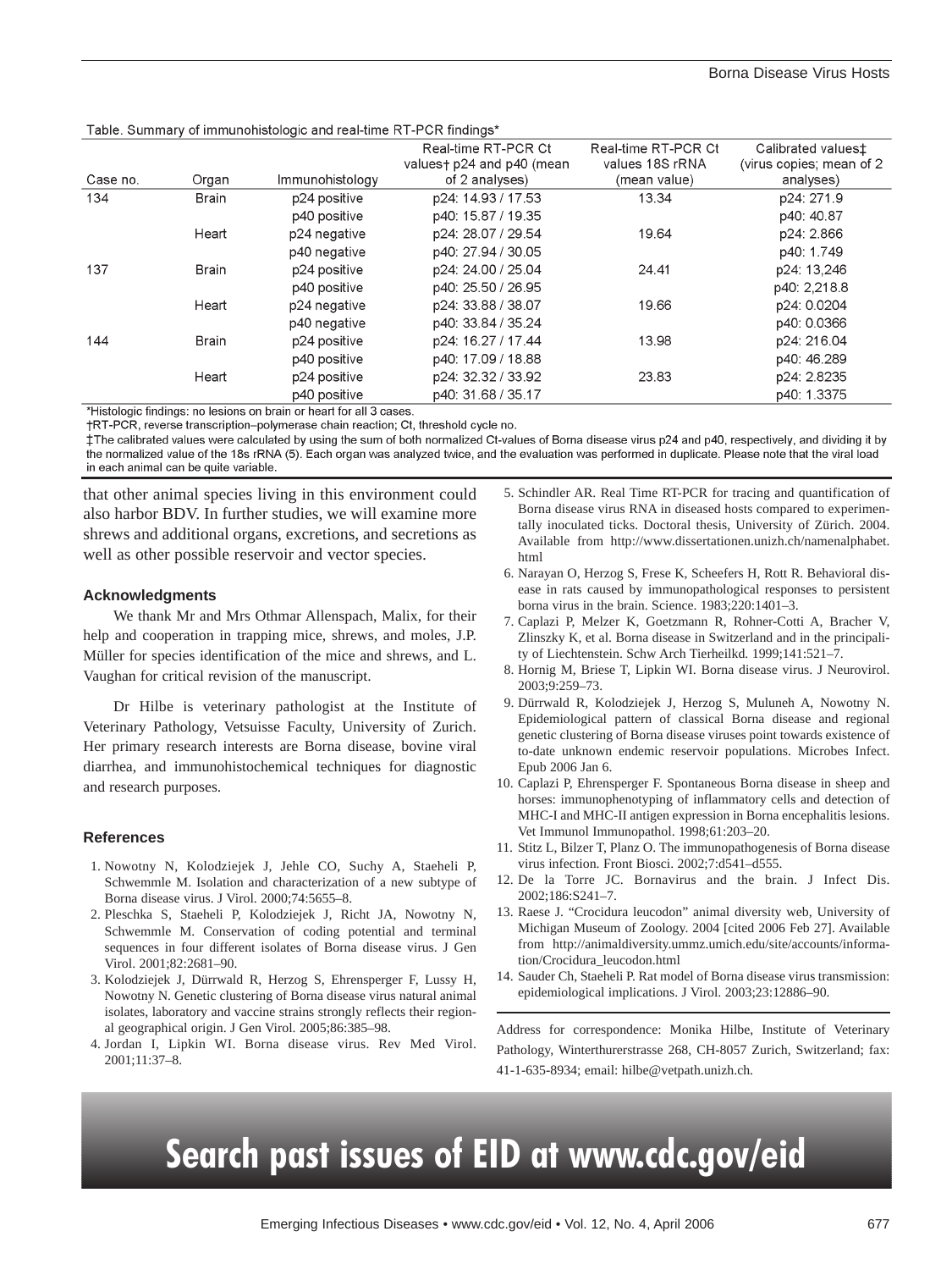Table. Summary of immunohistologic and real-time RT-PCR findings*

| Case no. | Organ | Immunohistology | Real-time RT-PCR Ct values† p24 and p40 (mean of 2 analyses) | Real-time RT-PCR Ct values 18S rRNA (mean value) | Calibrated values‡ (virus copies; mean of 2 analyses) |
|---|---|---|---|---|---|
| 134 | Brain | p24 positive | p24: 14.93 / 17.53 | 13.34 | p24: 271.9 |
| | | p40 positive | p40: 15.87 / 19.35 | | p40: 40.87 |
| | Heart | p24 negative | p24: 28.07 / 29.54 | 19.64 | p24: 2.866 |
| | | p40 negative | p40: 27.94 / 30.05 | | p40: 1.749 |
| 137 | Brain | p24 positive | p24: 24.00 / 25.04 | 24.41 | p24: 13,246 |
| | | p40 positive | p40: 25.50 / 26.95 | | p40: 2,218.8 |
| | Heart | p24 negative | p24: 33.88 / 38.07 | 19.66 | p24: 0.0204 |
| | | p40 negative | p40: 33.84 / 35.24 | | p40: 0.0366 |
| 144 | Brain | p24 positive | p24: 16.27 / 17.44 | 13.98 | p24: 216.04 |
| | | p40 positive | p40: 17.09 / 18.88 | | p40: 46.289 |
| | Heart | p24 positive | p24: 32.32 / 33.92 | 23.83 | p24: 2.8235 |
| | | p40 positive | p40: 31.68 / 35.17 | | p40: 1.3375 |

*Histologic findings: no lesions on brain or heart for all 3 cases.
†RT-PCR, reverse transcription–polymerase chain reaction; Ct, threshold cycle no.
‡The calibrated values were calculated by using the sum of both normalized Ct-values of Borna disease virus p24 and p40, respectively, and dividing it by the normalized value of the 18s rRNA (5). Each organ was analyzed twice, and the evaluation was performed in duplicate. Please note that the viral load in each animal can be quite variable.

that other animal species living in this environment could also harbor BDV. In further studies, we will examine more shrews and additional organs, excretions, and secretions as well as other possible reservoir and vector species.

### Acknowledgments

We thank Mr and Mrs Othmar Allenspach, Malix, for their help and cooperation in trapping mice, shrews, and moles, J.P. Müller for species identification of the mice and shrews, and L. Vaughan for critical revision of the manuscript.

Dr Hilbe is veterinary pathologist at the Institute of Veterinary Pathology, Vetsuisse Faculty, University of Zurich. Her primary research interests are Borna disease, bovine viral diarrhea, and immunohistochemical techniques for diagnostic and research purposes.

### References

1. Nowotny N, Kolodziejek J, Jehle CO, Suchy A, Staeheli P, Schwemmle M. Isolation and characterization of a new subtype of Borna disease virus. J Virol. 2000;74:5655–8.
2. Pleschka S, Staeheli P, Kolodziejek J, Richt JA, Nowotny N, Schwemmle M. Conservation of coding potential and terminal sequences in four different isolates of Borna disease virus. J Gen Virol. 2001;82:2681–90.
3. Kolodziejek J, Dürrwald R, Herzog S, Ehrensperger F, Lussy H, Nowotny N. Genetic clustering of Borna disease virus natural animal isolates, laboratory and vaccine strains strongly reflects their regional geographical origin. J Gen Virol. 2005;86:385–98.
4. Jordan I, Lipkin WI. Borna disease virus. Rev Med Virol. 2001;11:37–8.
5. Schindler AR. Real Time RT-PCR for tracing and quantification of Borna disease virus RNA in diseased hosts compared to experimentally inoculated ticks. Doctoral thesis, University of Zürich. 2004. Available from http://www.dissertationen.unizh.ch/namenalphabet.html
6. Narayan O, Herzog S, Frese K, Scheefers H, Rott R. Behavioral disease in rats caused by immunopathological responses to persistent borna virus in the brain. Science. 1983;220:1401–3.
7. Caplazi P, Melzer K, Goetzmann R, Rohner-Cotti A, Bracher V, Zlinszky K, et al. Borna disease in Switzerland and in the principality of Liechtenstein. Schw Arch Tierheilkd. 1999;141:521–7.
8. Hornig M, Briese T, Lipkin WI. Borna disease virus. J Neurovirol. 2003;9:259–73.
9. Dürrwald R, Kolodziejek J, Herzog S, Muluneh A, Nowotny N. Epidemiological pattern of classical Borna disease and regional genetic clustering of Borna disease viruses point towards existence of to-date unknown endemic reservoir populations. Microbes Infect. Epub 2006 Jan 6.
10. Caplazi P, Ehrensperger F. Spontaneous Borna disease in sheep and horses: immunophenotyping of inflammatory cells and detection of MHC-I and MHC-II antigen expression in Borna encephalitis lesions. Vet Immunol Immunopathol. 1998;61:203–20.
11. Stitz L, Bilzer T, Planz O. The immunopathogenesis of Borna disease virus infection. Front Biosci. 2002;7:d541–d555.
12. De la Torre JC. Bornavirus and the brain. J Infect Dis. 2002;186:S241–7.
13. Raese J. "Crocidura leucodon" animal diversity web, University of Michigan Museum of Zoology. 2004 [cited 2006 Feb 27]. Available from http://animaldiversity.ummz.umich.edu/site/accounts/information/Crocidura_leucodon.html
14. Sauder Ch, Staeheli P. Rat model of Borna disease virus transmission: epidemiological implications. J Virol. 2003;23:12886–90.

Address for correspondence: Monika Hilbe, Institute of Veterinary Pathology, Winterthurerstrasse 268, CH-8057 Zurich, Switzerland; fax: 41-1-635-8934; email: hilbe@vetpath.unizh.ch.

**Search past issues of EID at www.cdc.gov/eid**